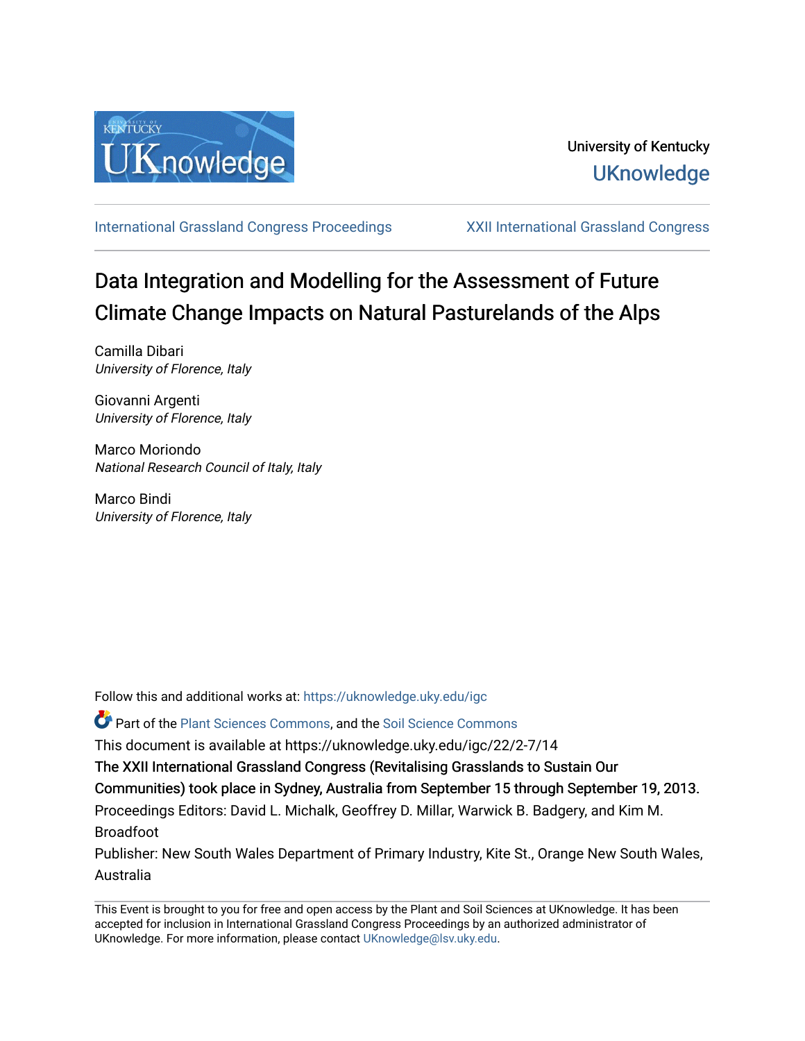University of Kentucky
UKnowledge

International Grassland Congress Proceedings | XXII International Grassland Congress

# Data Integration and Modelling for the Assessment of Future Climate Change Impacts on Natural Pasturelands of the Alps

Camilla Dibari
*University of Florence, Italy*

Giovanni Argenti
*University of Florence, Italy*

Marco Moriondo
*National Research Council of Italy, Italy*

Marco Bindi
*University of Florence, Italy*

Follow this and additional works at: https://uknowledge.uky.edu/igc

Part of the Plant Sciences Commons, and the Soil Science Commons

This document is available at https://uknowledge.uky.edu/igc/22/2-7/14

The XXII International Grassland Congress (Revitalising Grasslands to Sustain Our Communities) took place in Sydney, Australia from September 15 through September 19, 2013.

Proceedings Editors: David L. Michalk, Geoffrey D. Millar, Warwick B. Badgery, and Kim M. Broadfoot

Publisher: New South Wales Department of Primary Industry, Kite St., Orange New South Wales, Australia

This Event is brought to you for free and open access by the Plant and Soil Sciences at UKnowledge. It has been accepted for inclusion in International Grassland Congress Proceedings by an authorized administrator of UKnowledge. For more information, please contact UKnowledge@lsv.uky.edu.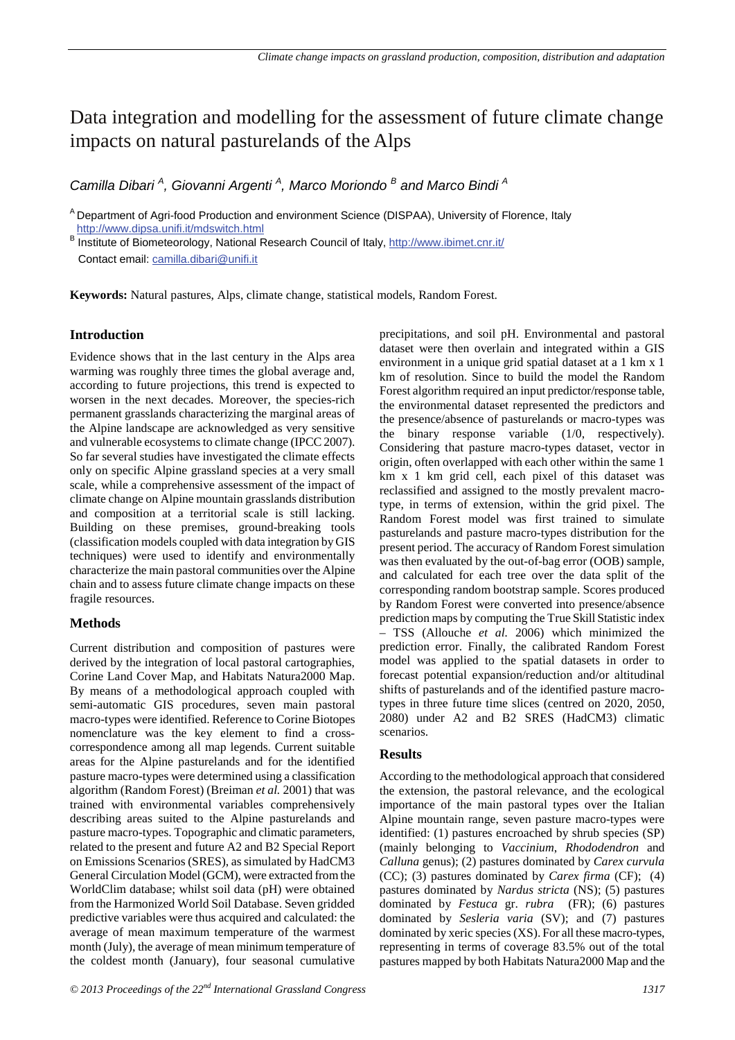# Data integration and modelling for the assessment of future climate change impacts on natural pasturelands of the Alps

*Camilla Dibari [A], Giovanni Argenti [A], Marco Moriondo [B] and Marco Bindi [A]*

[A] Department of Agri-food Production and environment Science (DISPAA), University of Florence, Italy http://www.dipsa.unifi.it/mdswitch.html

[B] Institute of Biometeorology, National Research Council of Italy, http://www.ibimet.cnr.it/

Contact email: camilla.dibari@unifi.it

**Keywords:** Natural pastures, Alps, climate change, statistical models, Random Forest.

## Introduction

Evidence shows that in the last century in the Alps area warming was roughly three times the global average and, according to future projections, this trend is expected to worsen in the next decades. Moreover, the species-rich permanent grasslands characterizing the marginal areas of the Alpine landscape are acknowledged as very sensitive and vulnerable ecosystems to climate change (IPCC 2007). So far several studies have investigated the climate effects only on specific Alpine grassland species at a very small scale, while a comprehensive assessment of the impact of climate change on Alpine mountain grasslands distribution and composition at a territorial scale is still lacking. Building on these premises, ground-breaking tools (classification models coupled with data integration by GIS techniques) were used to identify and environmentally characterize the main pastoral communities over the Alpine chain and to assess future climate change impacts on these fragile resources.

## Methods

Current distribution and composition of pastures were derived by the integration of local pastoral cartographies, Corine Land Cover Map, and Habitats Natura2000 Map. By means of a methodological approach coupled with semi-automatic GIS procedures, seven main pastoral macro-types were identified. Reference to Corine Biotopes nomenclature was the key element to find a cross-correspondence among all map legends. Current suitable areas for the Alpine pasturelands and for the identified pasture macro-types were determined using a classification algorithm (Random Forest) (Breiman *et al.* 2001) that was trained with environmental variables comprehensively describing areas suited to the Alpine pasturelands and pasture macro-types. Topographic and climatic parameters, related to the present and future A2 and B2 Special Report on Emissions Scenarios (SRES), as simulated by HadCM3 General Circulation Model (GCM), were extracted from the WorldClim database; whilst soil data (pH) were obtained from the Harmonized World Soil Database. Seven gridded predictive variables were thus acquired and calculated: the average of mean maximum temperature of the warmest month (July), the average of mean minimum temperature of the coldest month (January), four seasonal cumulative precipitations, and soil pH. Environmental and pastoral dataset were then overlain and integrated within a GIS environment in a unique grid spatial dataset at a 1 km x 1 km of resolution. Since to build the model the Random Forest algorithm required an input predictor/response table, the environmental dataset represented the predictors and the presence/absence of pasturelands or macro-types was the binary response variable (1/0, respectively). Considering that pasture macro-types dataset, vector in origin, often overlapped with each other within the same 1 km x 1 km grid cell, each pixel of this dataset was reclassified and assigned to the mostly prevalent macro-type, in terms of extension, within the grid pixel. The Random Forest model was first trained to simulate pasturelands and pasture macro-types distribution for the present period. The accuracy of Random Forest simulation was then evaluated by the out-of-bag error (OOB) sample, and calculated for each tree over the data split of the corresponding random bootstrap sample. Scores produced by Random Forest were converted into presence/absence prediction maps by computing the True Skill Statistic index – TSS (Allouche *et al.* 2006) which minimized the prediction error. Finally, the calibrated Random Forest model was applied to the spatial datasets in order to forecast potential expansion/reduction and/or altitudinal shifts of pasturelands and of the identified pasture macro-types in three future time slices (centred on 2020, 2050, 2080) under A2 and B2 SRES (HadCM3) climatic scenarios.

## Results

According to the methodological approach that considered the extension, the pastoral relevance, and the ecological importance of the main pastoral types over the Italian Alpine mountain range, seven pasture macro-types were identified: (1) pastures encroached by shrub species (SP) (mainly belonging to *Vaccinium*, *Rhododendron* and *Calluna* genus); (2) pastures dominated by *Carex curvula* (CC); (3) pastures dominated by *Carex firma* (CF); (4) pastures dominated by *Nardus stricta* (NS); (5) pastures dominated by *Festuca* gr. *rubra* (FR); (6) pastures dominated by *Sesleria varia* (SV); and (7) pastures dominated by xeric species (XS). For all these macro-types, representing in terms of coverage 83.5% out of the total pastures mapped by both Habitats Natura2000 Map and the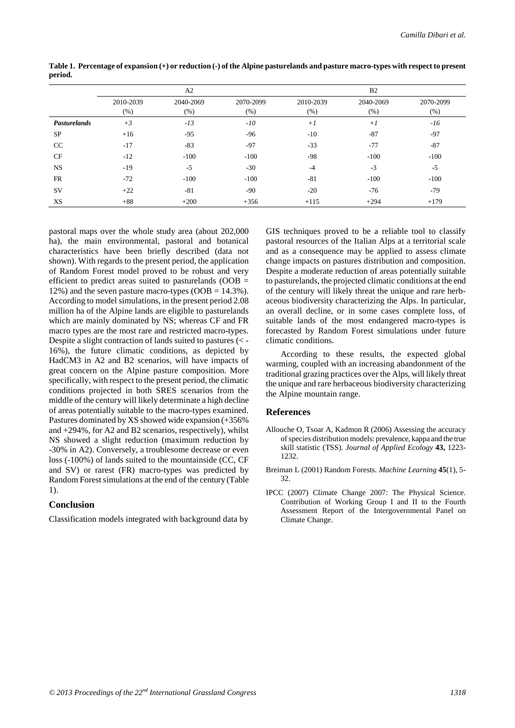**Table 1. Percentage of expansion (+) or reduction (-) of the Alpine pasturelands and pasture macro-types with respect to present period.**

| | A2 | | | B2 | | |
|---|---|---|---|---|---|---|
| | 2010-2039 (%) | 2040-2069 (%) | 2070-2099 (%) | 2010-2039 (%) | 2040-2069 (%) | 2070-2099 (%) |
| ***Pasturelands*** | *+3* | *-13* | *-10* | *+1* | *+1* | *-16* |
| SP | +16 | -95 | -96 | -10 | -87 | -97 |
| CC | -17 | -83 | -97 | -33 | -77 | -87 |
| CF | -12 | -100 | -100 | -98 | -100 | -100 |
| NS | -19 | -5 | -30 | -4 | -3 | -5 |
| FR | -72 | -100 | -100 | -81 | -100 | -100 |
| SV | +22 | -81 | -90 | -20 | -76 | -79 |
| XS | +88 | +200 | +356 | +115 | +294 | +179 |

pastoral maps over the whole study area (about 202,000 ha), the main environmental, pastoral and botanical characteristics have been briefly described (data not shown). With regards to the present period, the application of Random Forest model proved to be robust and very efficient to predict areas suited to pasturelands (OOB = 12%) and the seven pasture macro-types (OOB = 14.3%). According to model simulations, in the present period 2.08 million ha of the Alpine lands are eligible to pasturelands which are mainly dominated by NS; whereas CF and FR macro types are the most rare and restricted macro-types. Despite a slight contraction of lands suited to pastures (< -16%), the future climatic conditions, as depicted by HadCM3 in A2 and B2 scenarios, will have impacts of great concern on the Alpine pasture composition. More specifically, with respect to the present period, the climatic conditions projected in both SRES scenarios from the middle of the century will likely determinate a high decline of areas potentially suitable to the macro-types examined. Pastures dominated by XS showed wide expansion (+356% and +294%, for A2 and B2 scenarios, respectively), whilst NS showed a slight reduction (maximum reduction by -30% in A2). Conversely, a troublesome decrease or even loss (-100%) of lands suited to the mountainside (CC, CF and SV) or rarest (FR) macro-types was predicted by Random Forest simulations at the end of the century (Table 1).

## Conclusion

Classification models integrated with background data by GIS techniques proved to be a reliable tool to classify pastoral resources of the Italian Alps at a territorial scale and as a consequence may be applied to assess climate change impacts on pastures distribution and composition. Despite a moderate reduction of areas potentially suitable to pasturelands, the projected climatic conditions at the end of the century will likely threat the unique and rare herbaceous biodiversity characterizing the Alps. In particular, an overall decline, or in some cases complete loss, of suitable lands of the most endangered macro-types is forecasted by Random Forest simulations under future climatic conditions.

According to these results, the expected global warming, coupled with an increasing abandonment of the traditional grazing practices over the Alps, will likely threat the unique and rare herbaceous biodiversity characterizing the Alpine mountain range.

## References

Allouche O, Tsoar A, Kadmon R (2006) Assessing the accuracy of species distribution models: prevalence, kappa and the true skill statistic (TSS). *Journal of Applied Ecology* **43,** 1223-1232.

Breiman L (2001) Random Forests. *Machine Learning* **45**(1), 5-32.

IPCC (2007) Climate Change 2007: The Physical Science. Contribution of Working Group I and II to the Fourth Assessment Report of the Intergovernmental Panel on Climate Change.